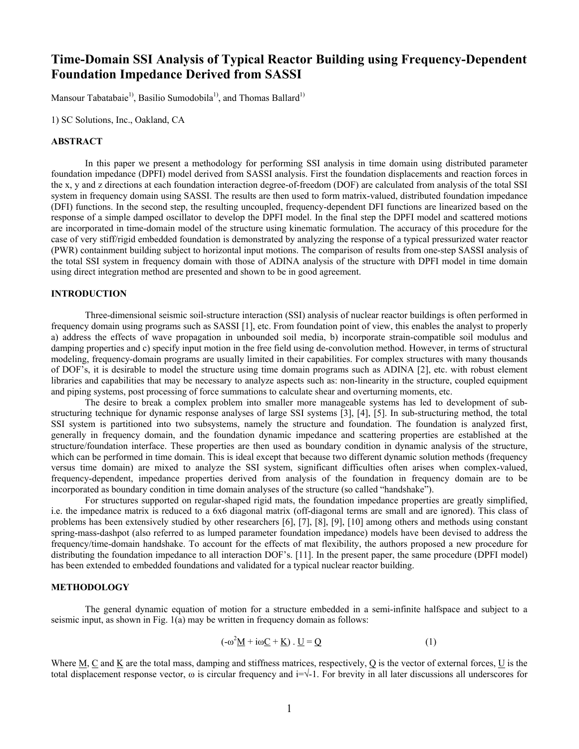# Time-Domain SSI Analysis of Typical Reactor Building using Frequency-Dependent Foundation Impedance Derived from SASSI

Mansour Tabatabaie[1], Basilio Sumodobila[1], and Thomas Ballard[1]

1) SC Solutions, Inc., Oakland, CA

## ABSTRACT

In this paper we present a methodology for performing SSI analysis in time domain using distributed parameter foundation impedance (DPFI) model derived from SASSI analysis. First the foundation displacements and reaction forces in the x, y and z directions at each foundation interaction degree-of-freedom (DOF) are calculated from analysis of the total SSI system in frequency domain using SASSI. The results are then used to form matrix-valued, distributed foundation impedance (DFI) functions. In the second step, the resulting uncoupled, frequency-dependent DFI functions are linearized based on the response of a simple damped oscillator to develop the DPFI model. In the final step the DPFI model and scattered motions are incorporated in time-domain model of the structure using kinematic formulation. The accuracy of this procedure for the case of very stiff/rigid embedded foundation is demonstrated by analyzing the response of a typical pressurized water reactor (PWR) containment building subject to horizontal input motions. The comparison of results from one-step SASSI analysis of the total SSI system in frequency domain with those of ADINA analysis of the structure with DPFI model in time domain using direct integration method are presented and shown to be in good agreement.

## INTRODUCTION

Three-dimensional seismic soil-structure interaction (SSI) analysis of nuclear reactor buildings is often performed in frequency domain using programs such as SASSI [1], etc. From foundation point of view, this enables the analyst to properly a) address the effects of wave propagation in unbounded soil media, b) incorporate strain-compatible soil modulus and damping properties and c) specify input motion in the free field using de-convolution method. However, in terms of structural modeling, frequency-domain programs are usually limited in their capabilities. For complex structures with many thousands of DOF's, it is desirable to model the structure using time domain programs such as ADINA [2], etc. with robust element libraries and capabilities that may be necessary to analyze aspects such as: non-linearity in the structure, coupled equipment and piping systems, post processing of force summations to calculate shear and overturning moments, etc.

The desire to break a complex problem into smaller more manageable systems has led to development of sub-structuring technique for dynamic response analyses of large SSI systems [3], [4], [5]. In sub-structuring method, the total SSI system is partitioned into two subsystems, namely the structure and foundation. The foundation is analyzed first, generally in frequency domain, and the foundation dynamic impedance and scattering properties are established at the structure/foundation interface. These properties are then used as boundary condition in dynamic analysis of the structure, which can be performed in time domain. This is ideal except that because two different dynamic solution methods (frequency versus time domain) are mixed to analyze the SSI system, significant difficulties often arises when complex-valued, frequency-dependent, impedance properties derived from analysis of the foundation in frequency domain are to be incorporated as boundary condition in time domain analyses of the structure (so called "handshake").

For structures supported on regular-shaped rigid mats, the foundation impedance properties are greatly simplified, i.e. the impedance matrix is reduced to a 6x6 diagonal matrix (off-diagonal terms are small and are ignored). This class of problems has been extensively studied by other researchers [6], [7], [8], [9], [10] among others and methods using constant spring-mass-dashpot (also referred to as lumped parameter foundation impedance) models have been devised to address the frequency/time-domain handshake. To account for the effects of mat flexibility, the authors proposed a new procedure for distributing the foundation impedance to all interaction DOF's. [11]. In the present paper, the same procedure (DPFI model) has been extended to embedded foundations and validated for a typical nuclear reactor building.

## METHODOLOGY

The general dynamic equation of motion for a structure embedded in a semi-infinite halfspace and subject to a seismic input, as shown in Fig. 1(a) may be written in frequency domain as follows:

$$(-\omega^2\underline{M} + i\omega\underline{C} + \underline{K}) \cdot \underline{U} = \underline{Q} \tag{1}$$

Where $\underline{M}$, $\underline{C}$ and $\underline{K}$ are the total mass, damping and stiffness matrices, respectively, $\underline{Q}$ is the vector of external forces, $\underline{U}$ is the total displacement response vector, $\omega$ is circular frequency and $i=\sqrt{-1}$. For brevity in all later discussions all underscores for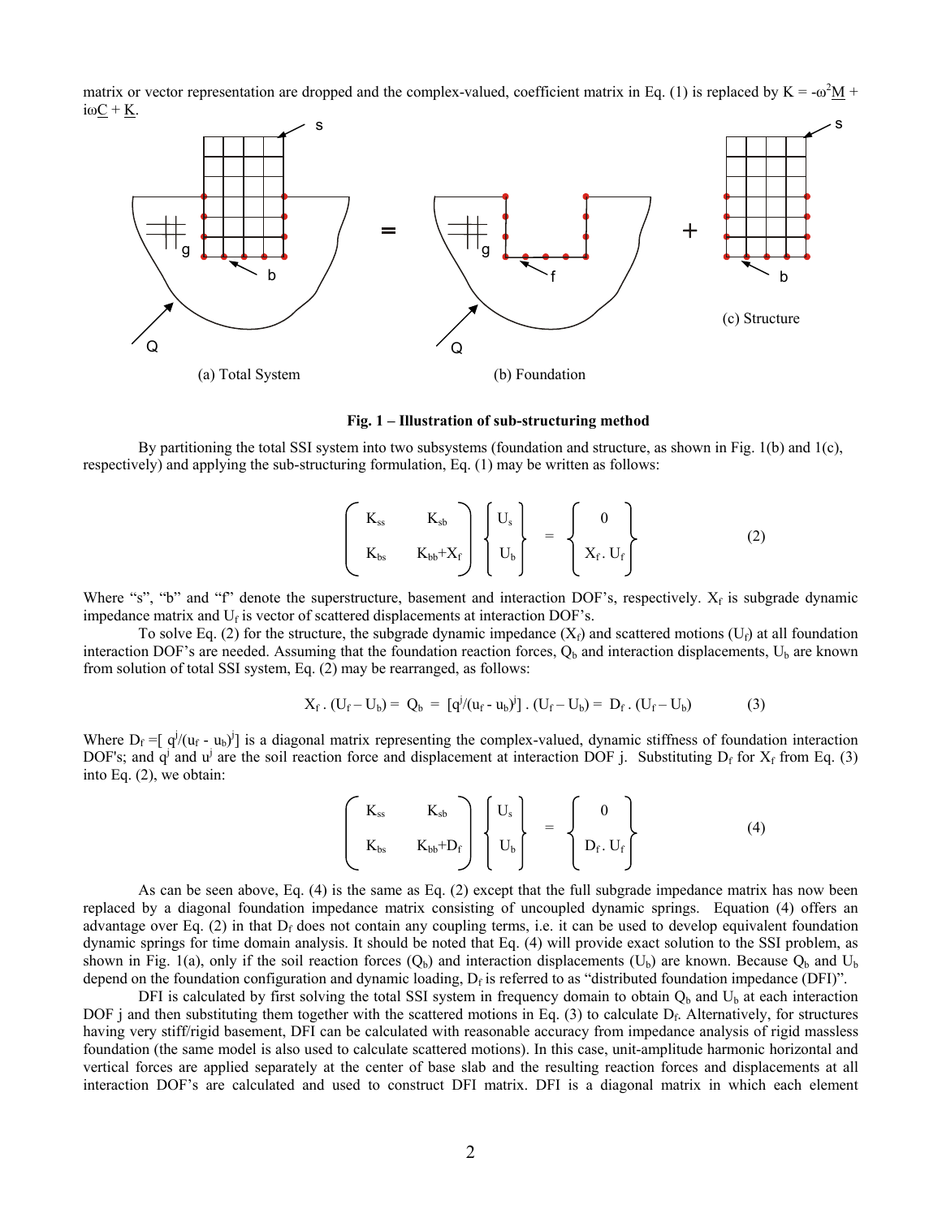matrix or vector representation are dropped and the complex-valued, coefficient matrix in Eq. (1) is replaced by $K = -\omega^2\underline{M} + i\omega\underline{C} + \underline{K}$.

**Fig. 1 – Illustration of sub-structuring method**

By partitioning the total SSI system into two subsystems (foundation and structure, as shown in Fig. 1(b) and 1(c), respectively) and applying the sub-structuring formulation, Eq. (1) may be written as follows:

$$\begin{pmatrix} K_{ss} & K_{sb} \\ K_{bs} & K_{bb}+X_f \end{pmatrix} \begin{Bmatrix} U_s \\ U_b \end{Bmatrix} = \begin{Bmatrix} 0 \\ X_f \,.\, U_f \end{Bmatrix} \tag{2}$$

Where "s", "b" and "f" denote the superstructure, basement and interaction DOF's, respectively. $X_f$ is subgrade dynamic impedance matrix and $U_f$ is vector of scattered displacements at interaction DOF's.

To solve Eq. (2) for the structure, the subgrade dynamic impedance ($X_f$) and scattered motions ($U_f$) at all foundation interaction DOF's are needed. Assuming that the foundation reaction forces, $Q_b$ and interaction displacements, $U_b$ are known from solution of total SSI system, Eq. (2) may be rearranged, as follows:

$$X_f \,.\, (U_f - U_b) = Q_b = [q^j/(u_f - u_b)^j] \,.\, (U_f - U_b) = D_f \,.\, (U_f - U_b) \tag{3}$$

Where $D_f = [\, q^j/(u_f - u_b)^j]$ is a diagonal matrix representing the complex-valued, dynamic stiffness of foundation interaction DOF's; and $q^j$ and $u^j$ are the soil reaction force and displacement at interaction DOF j. Substituting $D_f$ for $X_f$ from Eq. (3) into Eq. (2), we obtain:

$$\begin{pmatrix} K_{ss} & K_{sb} \\ K_{bs} & K_{bb}+D_f \end{pmatrix} \begin{Bmatrix} U_s \\ U_b \end{Bmatrix} = \begin{Bmatrix} 0 \\ D_f \,.\, U_f \end{Bmatrix} \tag{4}$$

As can be seen above, Eq. (4) is the same as Eq. (2) except that the full subgrade impedance matrix has now been replaced by a diagonal foundation impedance matrix consisting of uncoupled dynamic springs. Equation (4) offers an advantage over Eq. (2) in that $D_f$ does not contain any coupling terms, i.e. it can be used to develop equivalent foundation dynamic springs for time domain analysis. It should be noted that Eq. (4) will provide exact solution to the SSI problem, as shown in Fig. 1(a), only if the soil reaction forces ($Q_b$) and interaction displacements ($U_b$) are known. Because $Q_b$ and $U_b$ depend on the foundation configuration and dynamic loading, $D_f$ is referred to as "distributed foundation impedance (DFI)".

DFI is calculated by first solving the total SSI system in frequency domain to obtain $Q_b$ and $U_b$ at each interaction DOF j and then substituting them together with the scattered motions in Eq. (3) to calculate $D_f$. Alternatively, for structures having very stiff/rigid basement, DFI can be calculated with reasonable accuracy from impedance analysis of rigid massless foundation (the same model is also used to calculate scattered motions). In this case, unit-amplitude harmonic horizontal and vertical forces are applied separately at the center of base slab and the resulting reaction forces and displacements at all interaction DOF's are calculated and used to construct DFI matrix. DFI is a diagonal matrix in which each element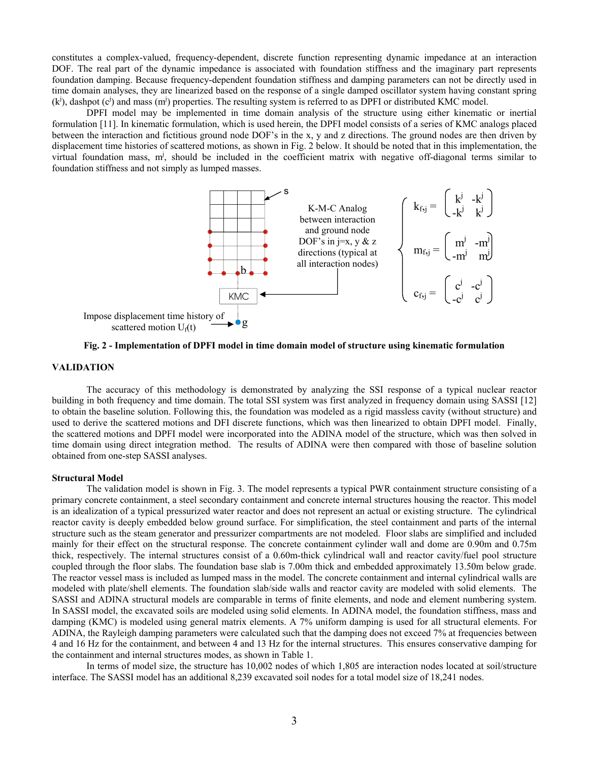constitutes a complex-valued, frequency-dependent, discrete function representing dynamic impedance at an interaction DOF. The real part of the dynamic impedance is associated with foundation stiffness and the imaginary part represents foundation damping. Because frequency-dependent foundation stiffness and damping parameters can not be directly used in time domain analyses, they are linearized based on the response of a single damped oscillator system having constant spring ($k^j$), dashpot ($c^j$) and mass ($m^j$) properties. The resulting system is referred to as DPFI or distributed KMC model.

DPFI model may be implemented in time domain analysis of the structure using either kinematic or inertial formulation [11]. In kinematic formulation, which is used herein, the DPFI model consists of a series of KMC analogs placed between the interaction and fictitious ground node DOF's in the x, y and z directions. The ground nodes are then driven by displacement time histories of scattered motions, as shown in Fig. 2 below. It should be noted that in this implementation, the virtual foundation mass, $m^j$, should be included in the coefficient matrix with negative off-diagonal terms similar to foundation stiffness and not simply as lumped masses.

$$
k_{f,j} = \begin{pmatrix} k^j & -k^j \\ -k^j & k^j \end{pmatrix}, \quad
m_{f,j} = \begin{pmatrix} m^j & -m^j \\ -m^j & m^j \end{pmatrix}, \quad
c_{f,j} = \begin{pmatrix} c^j & -c^j \\ -c^j & c^j \end{pmatrix}
$$

K-M-C Analog between interaction and ground node DOF's in j=x, y & z directions (typical at all interaction nodes)

Impose displacement time history of scattered motion $U_f(t)$

**Fig. 2 - Implementation of DPFI model in time domain model of structure using kinematic formulation**

## VALIDATION

The accuracy of this methodology is demonstrated by analyzing the SSI response of a typical nuclear reactor building in both frequency and time domain. The total SSI system was first analyzed in frequency domain using SASSI [12] to obtain the baseline solution. Following this, the foundation was modeled as a rigid massless cavity (without structure) and used to derive the scattered motions and DFI discrete functions, which was then linearized to obtain DPFI model. Finally, the scattered motions and DPFI model were incorporated into the ADINA model of the structure, which was then solved in time domain using direct integration method. The results of ADINA were then compared with those of baseline solution obtained from one-step SASSI analyses.

### Structural Model

The validation model is shown in Fig. 3. The model represents a typical PWR containment structure consisting of a primary concrete containment, a steel secondary containment and concrete internal structures housing the reactor. This model is an idealization of a typical pressurized water reactor and does not represent an actual or existing structure. The cylindrical reactor cavity is deeply embedded below ground surface. For simplification, the steel containment and parts of the internal structure such as the steam generator and pressurizer compartments are not modeled. Floor slabs are simplified and included mainly for their effect on the structural response. The concrete containment cylinder wall and dome are 0.90m and 0.75m thick, respectively. The internal structures consist of a 0.60m-thick cylindrical wall and reactor cavity/fuel pool structure coupled through the floor slabs. The foundation base slab is 7.00m thick and embedded approximately 13.50m below grade. The reactor vessel mass is included as lumped mass in the model. The concrete containment and internal cylindrical walls are modeled with plate/shell elements. The foundation slab/side walls and reactor cavity are modeled with solid elements. The SASSI and ADINA structural models are comparable in terms of finite elements, and node and element numbering system. In SASSI model, the excavated soils are modeled using solid elements. In ADINA model, the foundation stiffness, mass and damping (KMC) is modeled using general matrix elements. A 7% uniform damping is used for all structural elements. For ADINA, the Rayleigh damping parameters were calculated such that the damping does not exceed 7% at frequencies between 4 and 16 Hz for the containment, and between 4 and 13 Hz for the internal structures. This ensures conservative damping for the containment and internal structures modes, as shown in Table 1.

In terms of model size, the structure has 10,002 nodes of which 1,805 are interaction nodes located at soil/structure interface. The SASSI model has an additional 8,239 excavated soil nodes for a total model size of 18,241 nodes.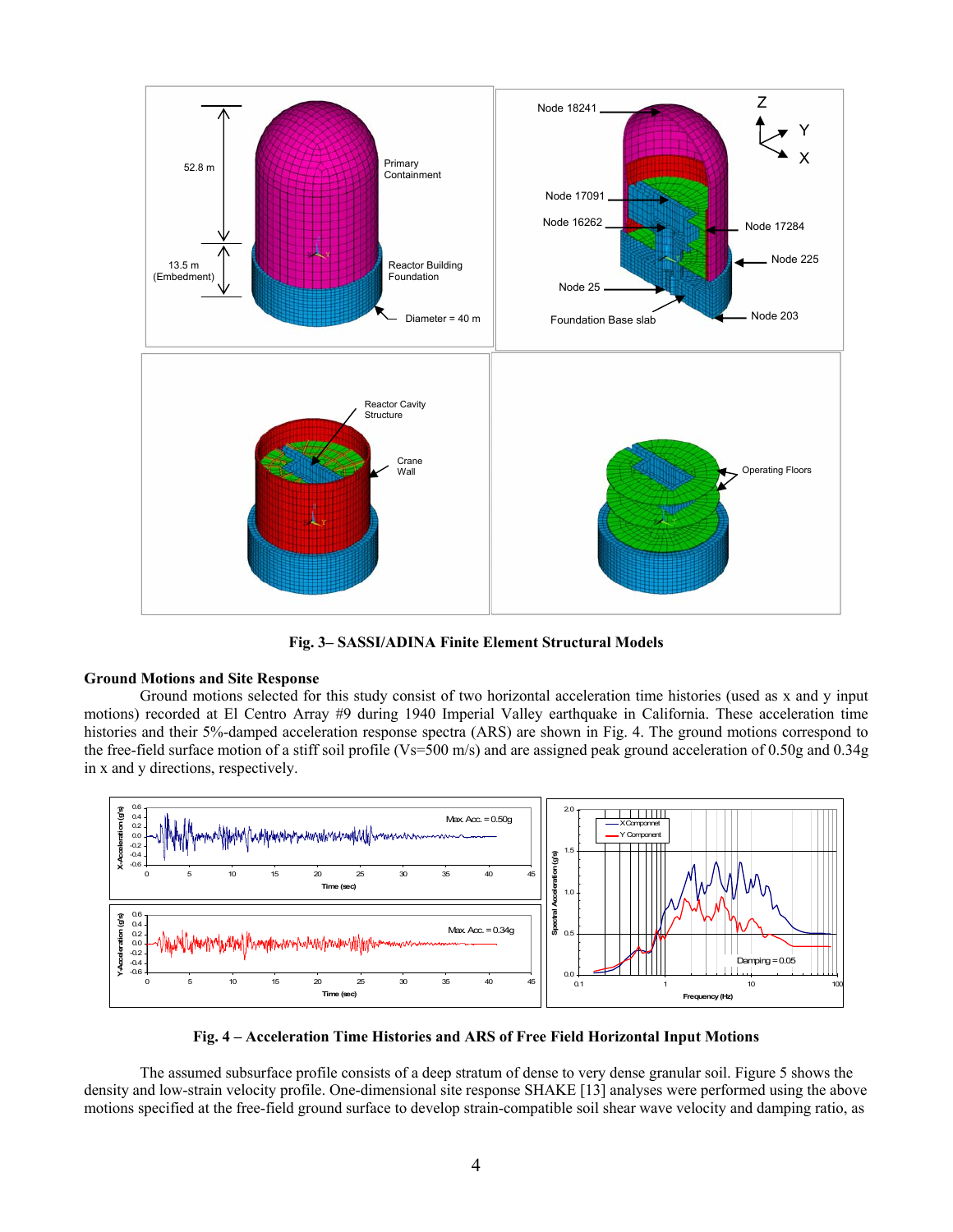**Fig. 3– SASSI/ADINA Finite Element Structural Models**

## Ground Motions and Site Response

Ground motions selected for this study consist of two horizontal acceleration time histories (used as x and y input motions) recorded at El Centro Array #9 during 1940 Imperial Valley earthquake in California. These acceleration time histories and their 5%-damped acceleration response spectra (ARS) are shown in Fig. 4. The ground motions correspond to the free-field surface motion of a stiff soil profile (Vs=500 m/s) and are assigned peak ground acceleration of 0.50g and 0.34g in x and y directions, respectively.

**Fig. 4 – Acceleration Time Histories and ARS of Free Field Horizontal Input Motions**

The assumed subsurface profile consists of a deep stratum of dense to very dense granular soil. Figure 5 shows the density and low-strain velocity profile. One-dimensional site response SHAKE [13] analyses were performed using the above motions specified at the free-field ground surface to develop strain-compatible soil shear wave velocity and damping ratio, as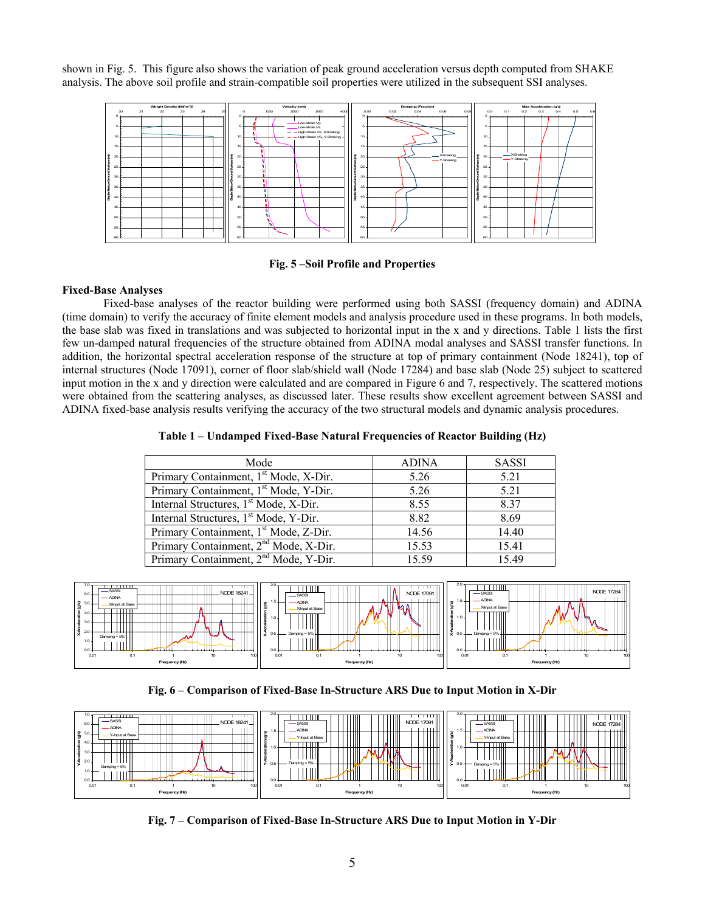shown in Fig. 5. This figure also shows the variation of peak ground acceleration versus depth computed from SHAKE analysis. The above soil profile and strain-compatible soil properties were utilized in the subsequent SSI analyses.

**Fig. 5 –Soil Profile and Properties**

### Fixed-Base Analyses

Fixed-base analyses of the reactor building were performed using both SASSI (frequency domain) and ADINA (time domain) to verify the accuracy of finite element models and analysis procedure used in these programs. In both models, the base slab was fixed in translations and was subjected to horizontal input in the x and y directions. Table 1 lists the first few un-damped natural frequencies of the structure obtained from ADINA modal analyses and SASSI transfer functions. In addition, the horizontal spectral acceleration response of the structure at top of primary containment (Node 18241), top of internal structures (Node 17091), corner of floor slab/shield wall (Node 17284) and base slab (Node 25) subject to scattered input motion in the x and y direction were calculated and are compared in Figure 6 and 7, respectively. The scattered motions were obtained from the scattering analyses, as discussed later. These results show excellent agreement between SASSI and ADINA fixed-base analysis results verifying the accuracy of the two structural models and dynamic analysis procedures.

**Table 1 – Undamped Fixed-Base Natural Frequencies of Reactor Building (Hz)**

| Mode | ADINA | SASSI |
|---|---|---|
| Primary Containment, 1st Mode, X-Dir. | 5.26 | 5.21 |
| Primary Containment, 1st Mode, Y-Dir. | 5.26 | 5.21 |
| Internal Structures, 1st Mode, X-Dir. | 8.55 | 8.37 |
| Internal Structures, 1st Mode, Y-Dir. | 8.82 | 8.69 |
| Primary Containment, 1st Mode, Z-Dir. | 14.56 | 14.40 |
| Primary Containment, 2nd Mode, X-Dir. | 15.53 | 15.41 |
| Primary Containment, 2nd Mode, Y-Dir. | 15.59 | 15.49 |

**Fig. 6 – Comparison of Fixed-Base In-Structure ARS Due to Input Motion in X-Dir**

**Fig. 7 – Comparison of Fixed-Base In-Structure ARS Due to Input Motion in Y-Dir**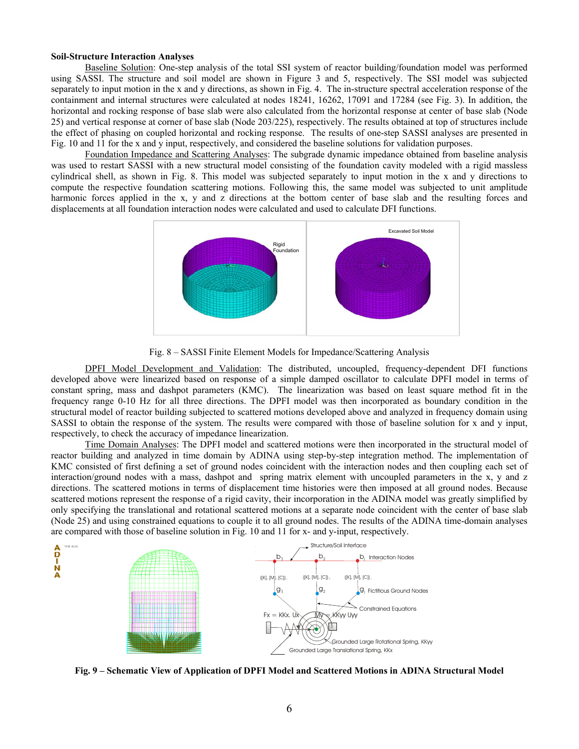**Soil-Structure Interaction Analyses**

Baseline Solution: One-step analysis of the total SSI system of reactor building/foundation model was performed using SASSI. The structure and soil model are shown in Figure 3 and 5, respectively. The SSI model was subjected separately to input motion in the x and y directions, as shown in Fig. 4. The in-structure spectral acceleration response of the containment and internal structures were calculated at nodes 18241, 16262, 17091 and 17284 (see Fig. 3). In addition, the horizontal and rocking response of base slab were also calculated from the horizontal response at center of base slab (Node 25) and vertical response at corner of base slab (Node 203/225), respectively. The results obtained at top of structures include the effect of phasing on coupled horizontal and rocking response. The results of one-step SASSI analyses are presented in Fig. 10 and 11 for the x and y input, respectively, and considered the baseline solutions for validation purposes.

Foundation Impedance and Scattering Analyses: The subgrade dynamic impedance obtained from baseline analysis was used to restart SASSI with a new structural model consisting of the foundation cavity modeled with a rigid massless cylindrical shell, as shown in Fig. 8. This model was subjected separately to input motion in the x and y directions to compute the respective foundation scattering motions. Following this, the same model was subjected to unit amplitude harmonic forces applied in the x, y and z directions at the bottom center of base slab and the resulting forces and displacements at all foundation interaction nodes were calculated and used to calculate DFI functions.

Fig. 8 – SASSI Finite Element Models for Impedance/Scattering Analysis

DPFI Model Development and Validation: The distributed, uncoupled, frequency-dependent DFI functions developed above were linearized based on response of a simple damped oscillator to calculate DPFI model in terms of constant spring, mass and dashpot parameters (KMC). The linearization was based on least square method fit in the frequency range 0-10 Hz for all three directions. The DPFI model was then incorporated as boundary condition in the structural model of reactor building subjected to scattered motions developed above and analyzed in frequency domain using SASSI to obtain the response of the system. The results were compared with those of baseline solution for x and y input, respectively, to check the accuracy of impedance linearization.

Time Domain Analyses: The DPFI model and scattered motions were then incorporated in the structural model of reactor building and analyzed in time domain by ADINA using step-by-step integration method. The implementation of KMC consisted of first defining a set of ground nodes coincident with the interaction nodes and then coupling each set of interaction/ground nodes with a mass, dashpot and spring matrix element with uncoupled parameters in the x, y and z directions. The scattered motions in terms of displacement time histories were then imposed at all ground nodes. Because scattered motions represent the response of a rigid cavity, their incorporation in the ADINA model was greatly simplified by only specifying the translational and rotational scattered motions at a separate node coincident with the center of base slab (Node 25) and using constrained equations to couple it to all ground nodes. The results of the ADINA time-domain analyses are compared with those of baseline solution in Fig. 10 and 11 for x- and y-input, respectively.

**Fig. 9 – Schematic View of Application of DPFI Model and Scattered Motions in ADINA Structural Model**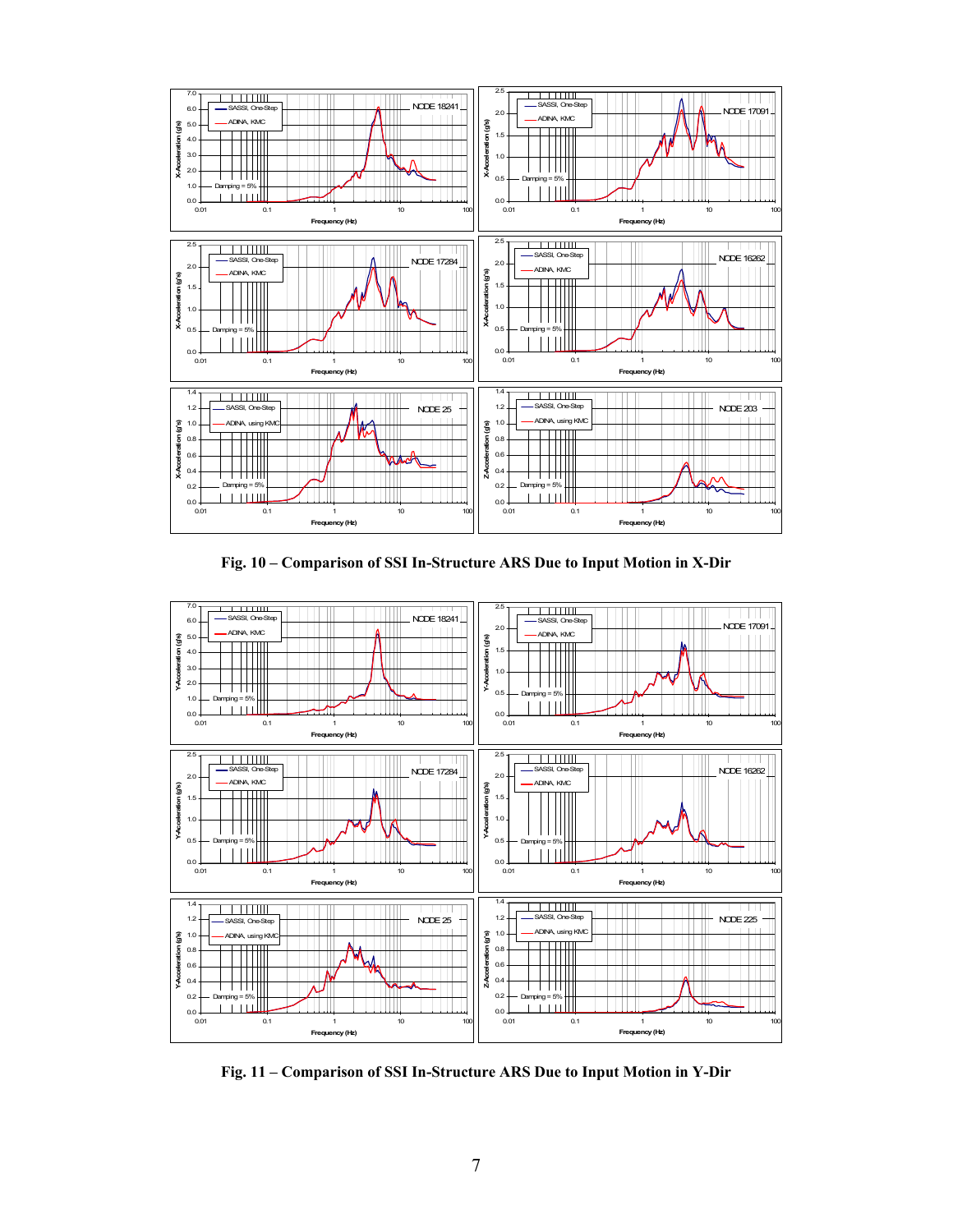Fig. 10 – Comparison of SSI In-Structure ARS Due to Input Motion in X-Dir

Fig. 11 – Comparison of SSI In-Structure ARS Due to Input Motion in Y-Dir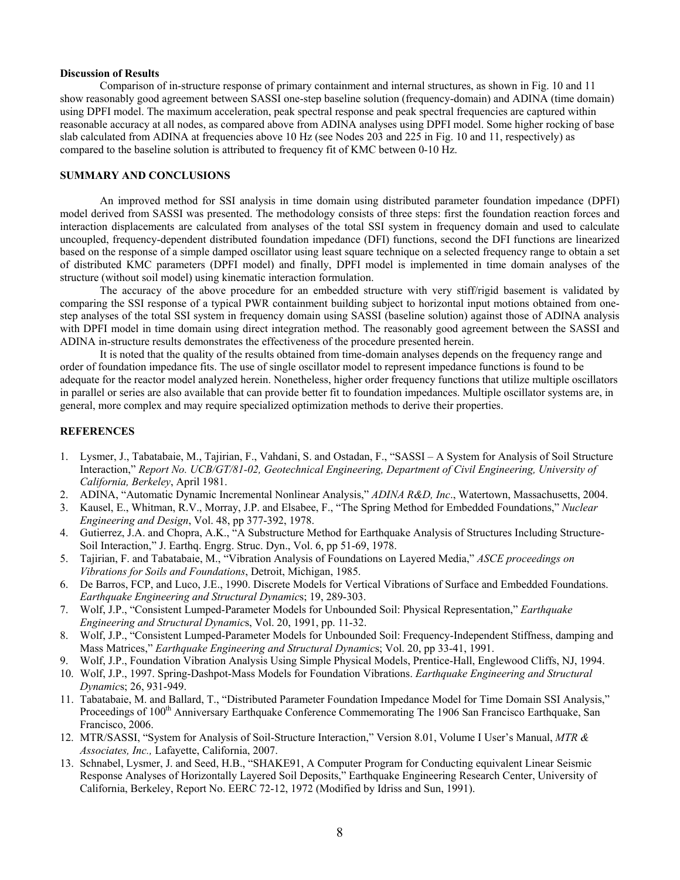**Discussion of Results**

Comparison of in-structure response of primary containment and internal structures, as shown in Fig. 10 and 11 show reasonably good agreement between SASSI one-step baseline solution (frequency-domain) and ADINA (time domain) using DPFI model. The maximum acceleration, peak spectral response and peak spectral frequencies are captured within reasonable accuracy at all nodes, as compared above from ADINA analyses using DPFI model. Some higher rocking of base slab calculated from ADINA at frequencies above 10 Hz (see Nodes 203 and 225 in Fig. 10 and 11, respectively) as compared to the baseline solution is attributed to frequency fit of KMC between 0-10 Hz.

## SUMMARY AND CONCLUSIONS

An improved method for SSI analysis in time domain using distributed parameter foundation impedance (DPFI) model derived from SASSI was presented. The methodology consists of three steps: first the foundation reaction forces and interaction displacements are calculated from analyses of the total SSI system in frequency domain and used to calculate uncoupled, frequency-dependent distributed foundation impedance (DFI) functions, second the DFI functions are linearized based on the response of a simple damped oscillator using least square technique on a selected frequency range to obtain a set of distributed KMC parameters (DPFI model) and finally, DPFI model is implemented in time domain analyses of the structure (without soil model) using kinematic interaction formulation.

The accuracy of the above procedure for an embedded structure with very stiff/rigid basement is validated by comparing the SSI response of a typical PWR containment building subject to horizontal input motions obtained from one-step analyses of the total SSI system in frequency domain using SASSI (baseline solution) against those of ADINA analysis with DPFI model in time domain using direct integration method. The reasonably good agreement between the SASSI and ADINA in-structure results demonstrates the effectiveness of the procedure presented herein.

It is noted that the quality of the results obtained from time-domain analyses depends on the frequency range and order of foundation impedance fits. The use of single oscillator model to represent impedance functions is found to be adequate for the reactor model analyzed herein. Nonetheless, higher order frequency functions that utilize multiple oscillators in parallel or series are also available that can provide better fit to foundation impedances. Multiple oscillator systems are, in general, more complex and may require specialized optimization methods to derive their properties.

## REFERENCES

1. Lysmer, J., Tabatabaie, M., Tajirian, F., Vahdani, S. and Ostadan, F., "SASSI – A System for Analysis of Soil Structure Interaction," *Report No. UCB/GT/81-02, Geotechnical Engineering, Department of Civil Engineering, University of California, Berkeley*, April 1981.
2. ADINA, "Automatic Dynamic Incremental Nonlinear Analysis," *ADINA R&D, Inc*., Watertown, Massachusetts, 2004.
3. Kausel, E., Whitman, R.V., Morray, J.P. and Elsabee, F., "The Spring Method for Embedded Foundations," *Nuclear Engineering and Design*, Vol. 48, pp 377-392, 1978.
4. Gutierrez, J.A. and Chopra, A.K., "A Substructure Method for Earthquake Analysis of Structures Including Structure-Soil Interaction," J. Earthq. Engrg. Struc. Dyn., Vol. 6, pp 51-69, 1978.
5. Tajirian, F. and Tabatabaie, M., "Vibration Analysis of Foundations on Layered Media," *ASCE proceedings on Vibrations for Soils and Foundations*, Detroit, Michigan, 1985.
6. De Barros, FCP, and Luco, J.E., 1990. Discrete Models for Vertical Vibrations of Surface and Embedded Foundations. *Earthquake Engineering and Structural Dynamics*; 19, 289-303.
7. Wolf, J.P., "Consistent Lumped-Parameter Models for Unbounded Soil: Physical Representation," *Earthquake Engineering and Structural Dynamics*, Vol. 20, 1991, pp. 11-32.
8. Wolf, J.P., "Consistent Lumped-Parameter Models for Unbounded Soil: Frequency-Independent Stiffness, damping and Mass Matrices," *Earthquake Engineering and Structural Dynamics*; Vol. 20, pp 33-41, 1991.
9. Wolf, J.P., Foundation Vibration Analysis Using Simple Physical Models, Prentice-Hall, Englewood Cliffs, NJ, 1994.
10. Wolf, J.P., 1997. Spring-Dashpot-Mass Models for Foundation Vibrations. *Earthquake Engineering and Structural Dynamics*; 26, 931-949.
11. Tabatabaie, M. and Ballard, T., "Distributed Parameter Foundation Impedance Model for Time Domain SSI Analysis," Proceedings of 100th Anniversary Earthquake Conference Commemorating The 1906 San Francisco Earthquake, San Francisco, 2006.
12. MTR/SASSI, "System for Analysis of Soil-Structure Interaction," Version 8.01, Volume I User's Manual, *MTR & Associates, Inc.,* Lafayette, California, 2007.
13. Schnabel, Lysmer, J. and Seed, H.B., "SHAKE91, A Computer Program for Conducting equivalent Linear Seismic Response Analyses of Horizontally Layered Soil Deposits," Earthquake Engineering Research Center, University of California, Berkeley, Report No. EERC 72-12, 1972 (Modified by Idriss and Sun, 1991).